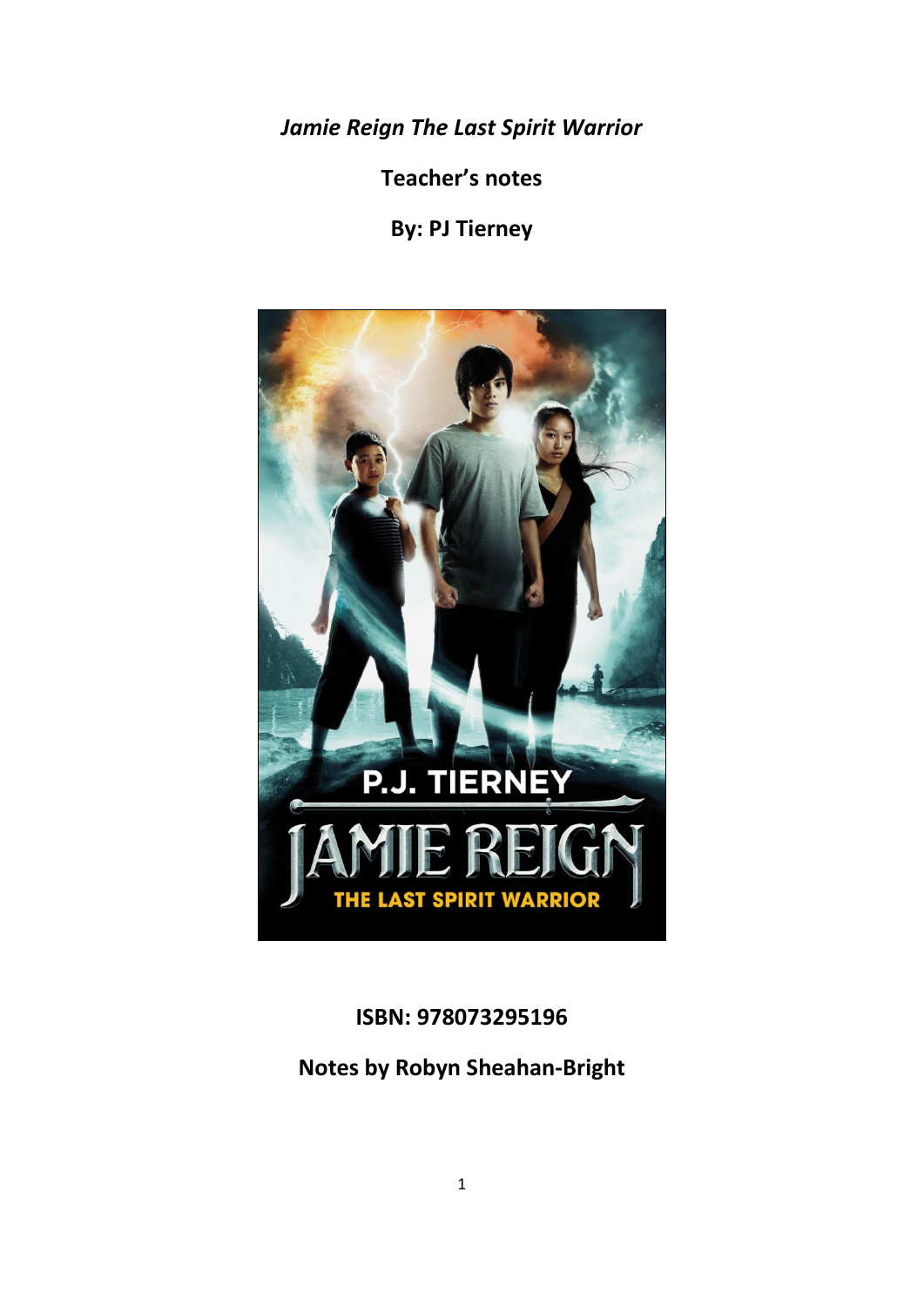*Jamie Reign The Last Spirit Warrior*

**Teacher's notes**

**By: PJ Tierney**

**ISBN: 978073295196**

**Notes by Robyn Sheahan-Bright**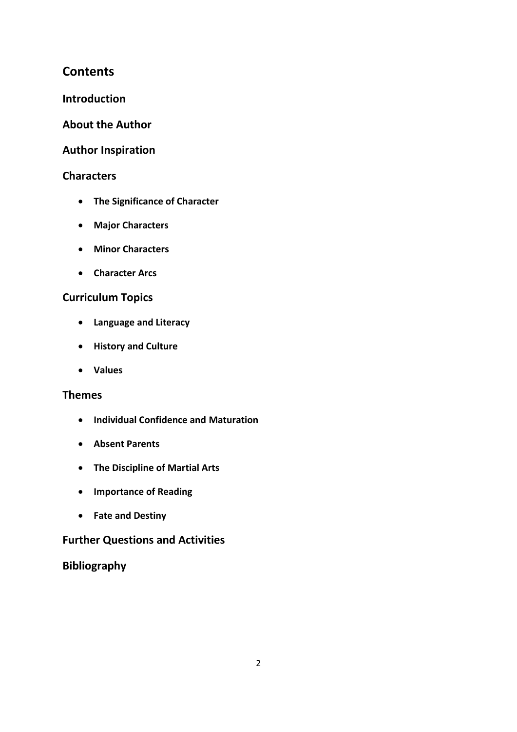# Contents

## Introduction

## About the Author

## Author Inspiration

## Characters

- **The Significance of Character**
- **Major Characters**
- **Minor Characters**
- **Character Arcs**

## Curriculum Topics

- **Language and Literacy**
- **History and Culture**
- **Values**

## Themes

- **Individual Confidence and Maturation**
- **Absent Parents**
- **The Discipline of Martial Arts**
- **Importance of Reading**
- **Fate and Destiny**

## Further Questions and Activities

## Bibliography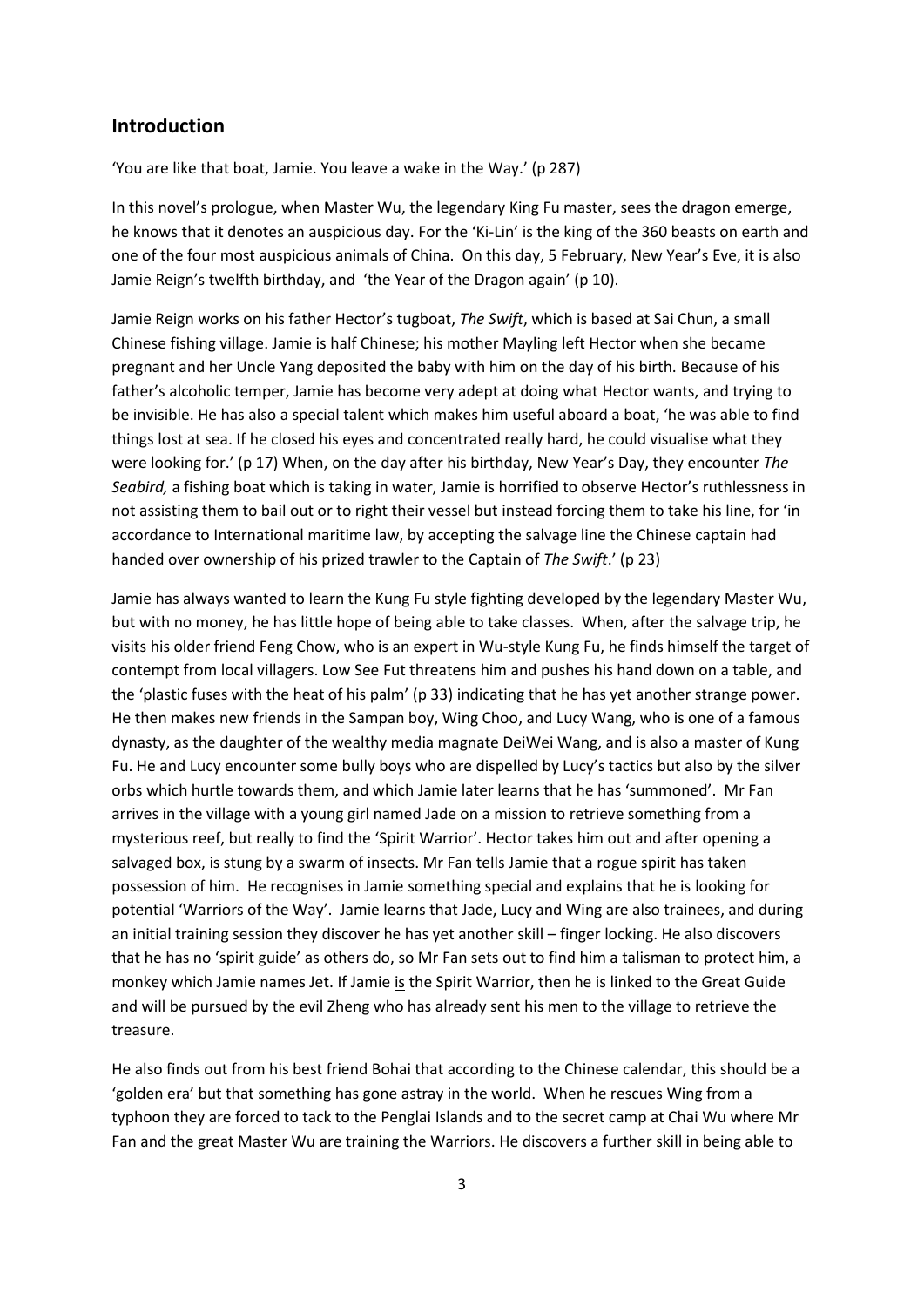## Introduction

'You are like that boat, Jamie. You leave a wake in the Way.' (p 287)

In this novel's prologue, when Master Wu, the legendary King Fu master, sees the dragon emerge, he knows that it denotes an auspicious day. For the 'Ki-Lin' is the king of the 360 beasts on earth and one of the four most auspicious animals of China. On this day, 5 February, New Year's Eve, it is also Jamie Reign's twelfth birthday, and 'the Year of the Dragon again' (p 10).

Jamie Reign works on his father Hector's tugboat, *The Swift*, which is based at Sai Chun, a small Chinese fishing village. Jamie is half Chinese; his mother Mayling left Hector when she became pregnant and her Uncle Yang deposited the baby with him on the day of his birth. Because of his father's alcoholic temper, Jamie has become very adept at doing what Hector wants, and trying to be invisible. He has also a special talent which makes him useful aboard a boat, 'he was able to find things lost at sea. If he closed his eyes and concentrated really hard, he could visualise what they were looking for.' (p 17) When, on the day after his birthday, New Year's Day, they encounter *The Seabird,* a fishing boat which is taking in water, Jamie is horrified to observe Hector's ruthlessness in not assisting them to bail out or to right their vessel but instead forcing them to take his line, for 'in accordance to International maritime law, by accepting the salvage line the Chinese captain had handed over ownership of his prized trawler to the Captain of *The Swift*.' (p 23)

Jamie has always wanted to learn the Kung Fu style fighting developed by the legendary Master Wu, but with no money, he has little hope of being able to take classes. When, after the salvage trip, he visits his older friend Feng Chow, who is an expert in Wu-style Kung Fu, he finds himself the target of contempt from local villagers. Low See Fut threatens him and pushes his hand down on a table, and the 'plastic fuses with the heat of his palm' (p 33) indicating that he has yet another strange power. He then makes new friends in the Sampan boy, Wing Choo, and Lucy Wang, who is one of a famous dynasty, as the daughter of the wealthy media magnate DeiWei Wang, and is also a master of Kung Fu. He and Lucy encounter some bully boys who are dispelled by Lucy's tactics but also by the silver orbs which hurtle towards them, and which Jamie later learns that he has 'summoned'. Mr Fan arrives in the village with a young girl named Jade on a mission to retrieve something from a mysterious reef, but really to find the 'Spirit Warrior'. Hector takes him out and after opening a salvaged box, is stung by a swarm of insects. Mr Fan tells Jamie that a rogue spirit has taken possession of him. He recognises in Jamie something special and explains that he is looking for potential 'Warriors of the Way'. Jamie learns that Jade, Lucy and Wing are also trainees, and during an initial training session they discover he has yet another skill – finger locking. He also discovers that he has no 'spirit guide' as others do, so Mr Fan sets out to find him a talisman to protect him, a monkey which Jamie names Jet. If Jamie <u>is</u> the Spirit Warrior, then he is linked to the Great Guide and will be pursued by the evil Zheng who has already sent his men to the village to retrieve the treasure.

He also finds out from his best friend Bohai that according to the Chinese calendar, this should be a 'golden era' but that something has gone astray in the world. When he rescues Wing from a typhoon they are forced to tack to the Penglai Islands and to the secret camp at Chai Wu where Mr Fan and the great Master Wu are training the Warriors. He discovers a further skill in being able to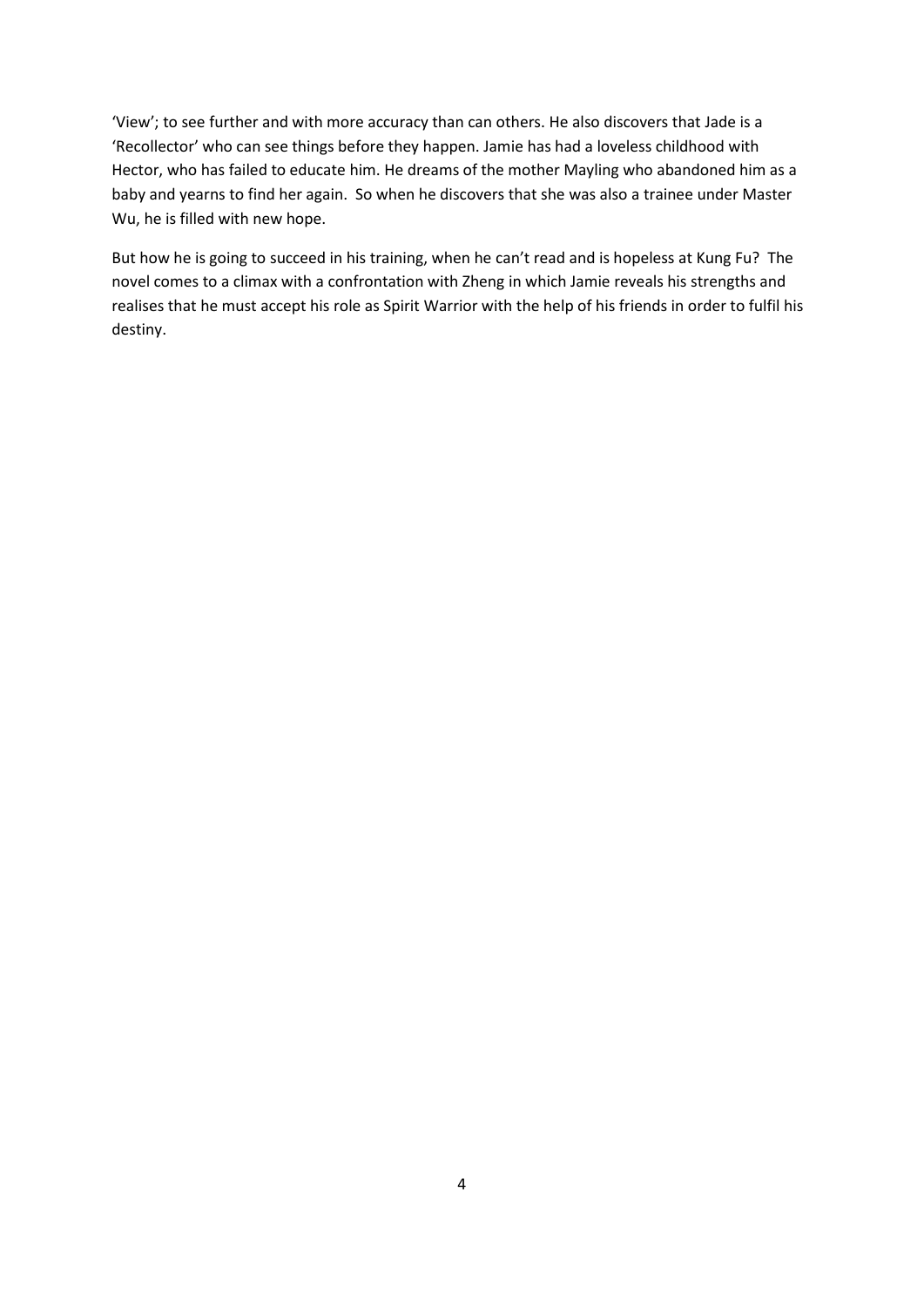'View'; to see further and with more accuracy than can others. He also discovers that Jade is a 'Recollector' who can see things before they happen. Jamie has had a loveless childhood with Hector, who has failed to educate him. He dreams of the mother Mayling who abandoned him as a baby and yearns to find her again. So when he discovers that she was also a trainee under Master Wu, he is filled with new hope.

But how he is going to succeed in his training, when he can't read and is hopeless at Kung Fu? The novel comes to a climax with a confrontation with Zheng in which Jamie reveals his strengths and realises that he must accept his role as Spirit Warrior with the help of his friends in order to fulfil his destiny.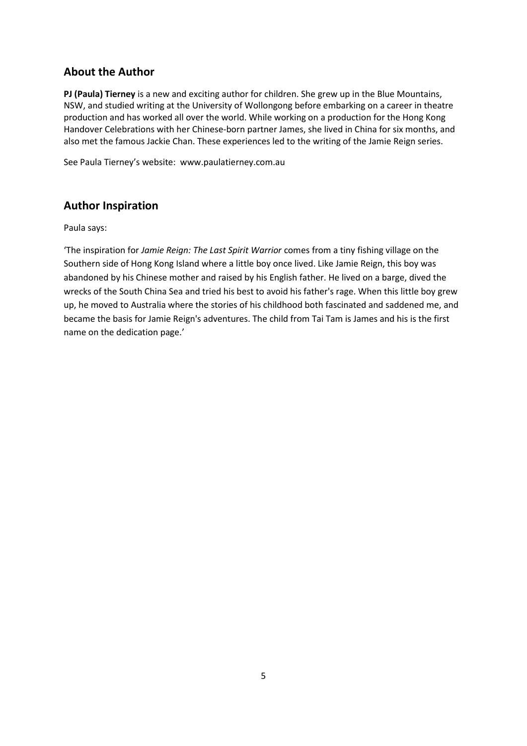## About the Author

**PJ (Paula) Tierney** is a new and exciting author for children. She grew up in the Blue Mountains, NSW, and studied writing at the University of Wollongong before embarking on a career in theatre production and has worked all over the world. While working on a production for the Hong Kong Handover Celebrations with her Chinese-born partner James, she lived in China for six months, and also met the famous Jackie Chan. These experiences led to the writing of the Jamie Reign series.

See Paula Tierney's website: www.paulatierney.com.au

## Author Inspiration

Paula says:

'The inspiration for *Jamie Reign: The Last Spirit Warrior* comes from a tiny fishing village on the Southern side of Hong Kong Island where a little boy once lived. Like Jamie Reign, this boy was abandoned by his Chinese mother and raised by his English father. He lived on a barge, dived the wrecks of the South China Sea and tried his best to avoid his father's rage. When this little boy grew up, he moved to Australia where the stories of his childhood both fascinated and saddened me, and became the basis for Jamie Reign's adventures. The child from Tai Tam is James and his is the first name on the dedication page.'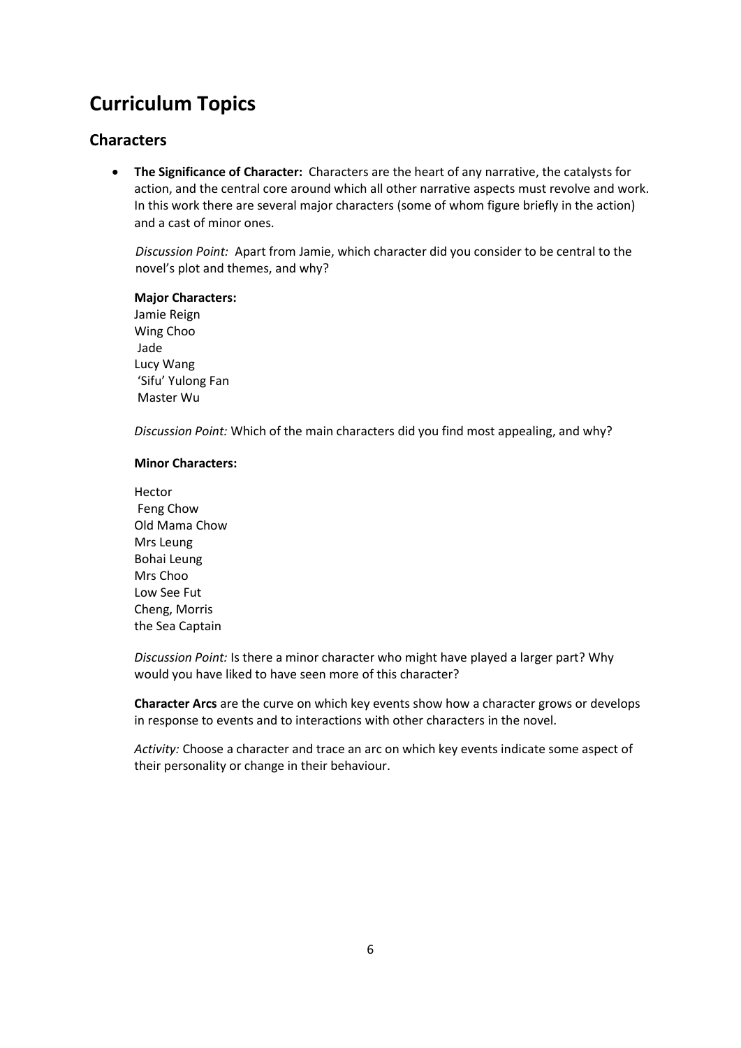# Curriculum Topics

## Characters

- **The Significance of Character:** Characters are the heart of any narrative, the catalysts for action, and the central core around which all other narrative aspects must revolve and work. In this work there are several major characters (some of whom figure briefly in the action) and a cast of minor ones.

  *Discussion Point:* Apart from Jamie, which character did you consider to be central to the novel's plot and themes, and why?

  **Major Characters:**
  Jamie Reign
  Wing Choo
  Jade
  Lucy Wang
  'Sifu' Yulong Fan
  Master Wu

  *Discussion Point:* Which of the main characters did you find most appealing, and why?

  **Minor Characters:**

  Hector
  Feng Chow
  Old Mama Chow
  Mrs Leung
  Bohai Leung
  Mrs Choo
  Low See Fut
  Cheng, Morris
  the Sea Captain

  *Discussion Point:* Is there a minor character who might have played a larger part? Why would you have liked to have seen more of this character?

  **Character Arcs** are the curve on which key events show how a character grows or develops in response to events and to interactions with other characters in the novel.

  *Activity:* Choose a character and trace an arc on which key events indicate some aspect of their personality or change in their behaviour.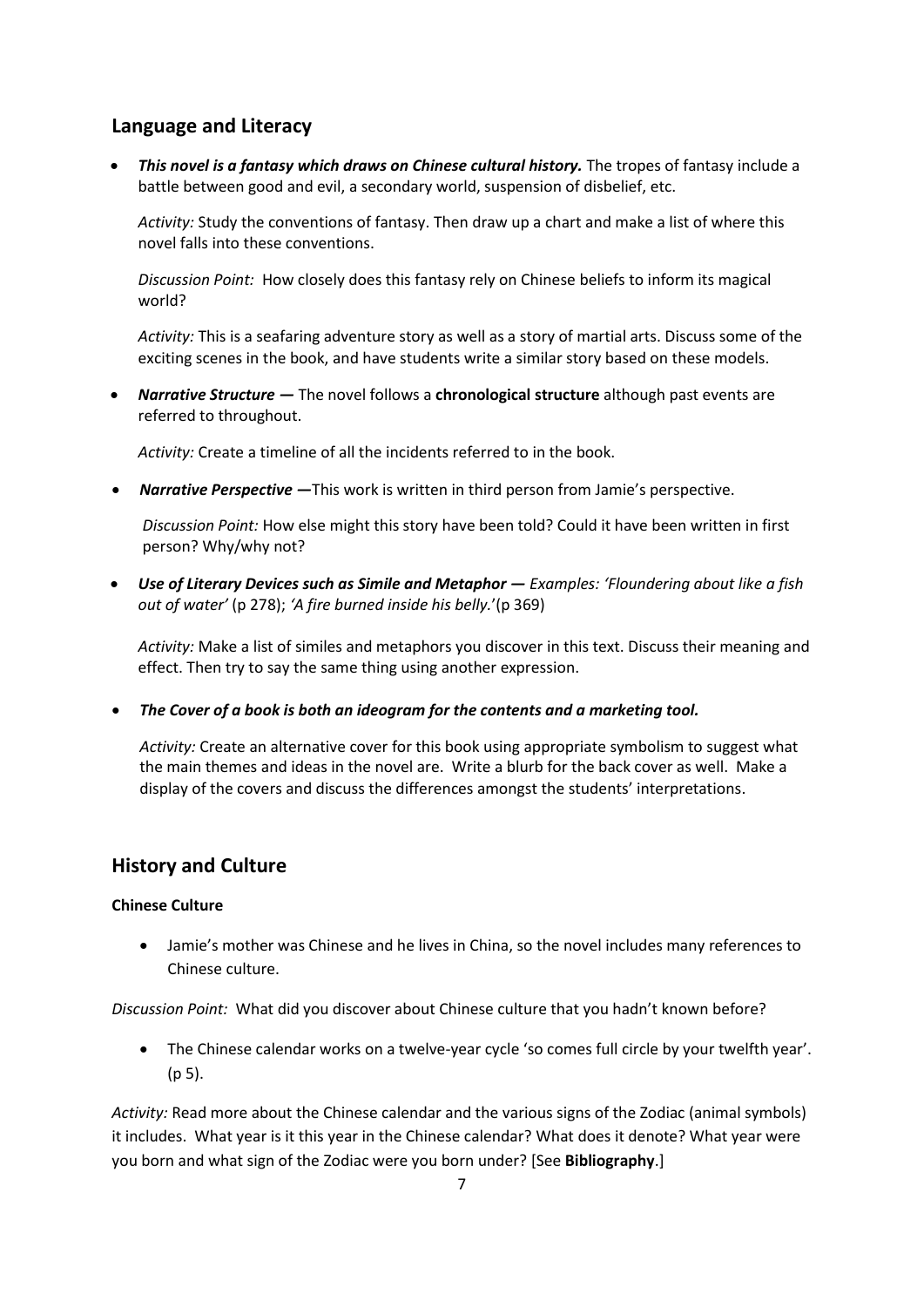## Language and Literacy

- ***This novel is a fantasy which draws on Chinese cultural history.*** The tropes of fantasy include a battle between good and evil, a secondary world, suspension of disbelief, etc.

  *Activity:* Study the conventions of fantasy. Then draw up a chart and make a list of where this novel falls into these conventions.

  *Discussion Point:* How closely does this fantasy rely on Chinese beliefs to inform its magical world?

  *Activity:* This is a seafaring adventure story as well as a story of martial arts. Discuss some of the exciting scenes in the book, and have students write a similar story based on these models.

- ***Narrative Structure —*** The novel follows a **chronological structure** although past events are referred to throughout.

  *Activity:* Create a timeline of all the incidents referred to in the book.

- ***Narrative Perspective —***This work is written in third person from Jamie's perspective.

  *Discussion Point:* How else might this story have been told? Could it have been written in first person? Why/why not?

- ***Use of Literary Devices such as Simile and Metaphor —*** *Examples: 'Floundering about like a fish out of water'* (p 278); *'A fire burned inside his belly.*'(p 369)

  *Activity:* Make a list of similes and metaphors you discover in this text. Discuss their meaning and effect. Then try to say the same thing using another expression.

- ***The Cover of a book is both an ideogram for the contents and a marketing tool.***

  *Activity:* Create an alternative cover for this book using appropriate symbolism to suggest what the main themes and ideas in the novel are. Write a blurb for the back cover as well. Make a display of the covers and discuss the differences amongst the students' interpretations.

## History and Culture

**Chinese Culture**

- Jamie's mother was Chinese and he lives in China, so the novel includes many references to Chinese culture.

*Discussion Point:* What did you discover about Chinese culture that you hadn't known before?

- The Chinese calendar works on a twelve-year cycle 'so comes full circle by your twelfth year'. (p 5).

*Activity:* Read more about the Chinese calendar and the various signs of the Zodiac (animal symbols) it includes. What year is it this year in the Chinese calendar? What does it denote? What year were you born and what sign of the Zodiac were you born under? [See **Bibliography**.]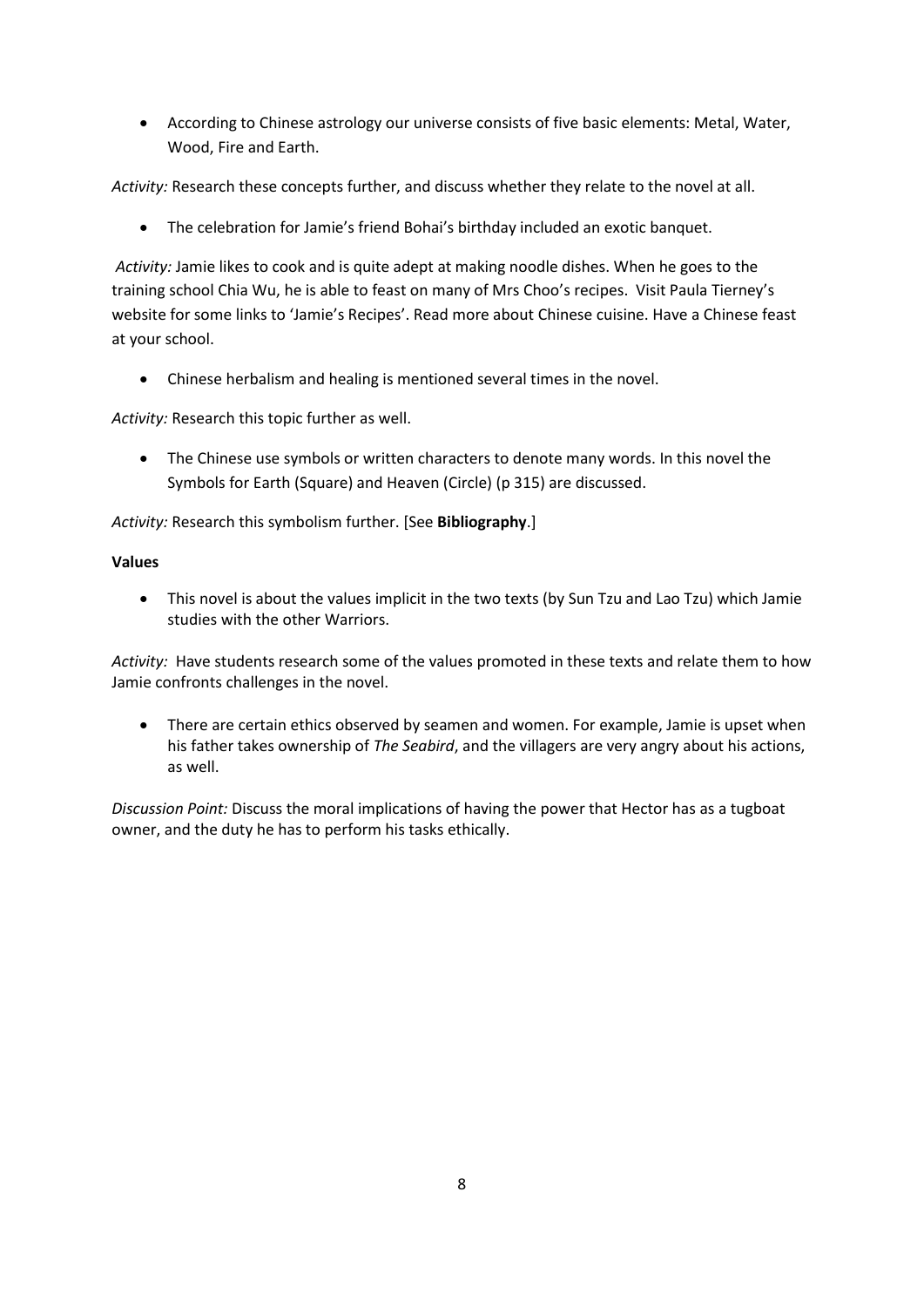- According to Chinese astrology our universe consists of five basic elements: Metal, Water, Wood, Fire and Earth.

*Activity:* Research these concepts further, and discuss whether they relate to the novel at all.

- The celebration for Jamie's friend Bohai's birthday included an exotic banquet.

*Activity:* Jamie likes to cook and is quite adept at making noodle dishes. When he goes to the training school Chia Wu, he is able to feast on many of Mrs Choo's recipes. Visit Paula Tierney's website for some links to 'Jamie's Recipes'. Read more about Chinese cuisine. Have a Chinese feast at your school.

- Chinese herbalism and healing is mentioned several times in the novel.

*Activity:* Research this topic further as well.

- The Chinese use symbols or written characters to denote many words. In this novel the Symbols for Earth (Square) and Heaven (Circle) (p 315) are discussed.

*Activity:* Research this symbolism further. [See **Bibliography**.]

**Values**

- This novel is about the values implicit in the two texts (by Sun Tzu and Lao Tzu) which Jamie studies with the other Warriors.

*Activity:* Have students research some of the values promoted in these texts and relate them to how Jamie confronts challenges in the novel.

- There are certain ethics observed by seamen and women. For example, Jamie is upset when his father takes ownership of *The Seabird*, and the villagers are very angry about his actions, as well.

*Discussion Point:* Discuss the moral implications of having the power that Hector has as a tugboat owner, and the duty he has to perform his tasks ethically.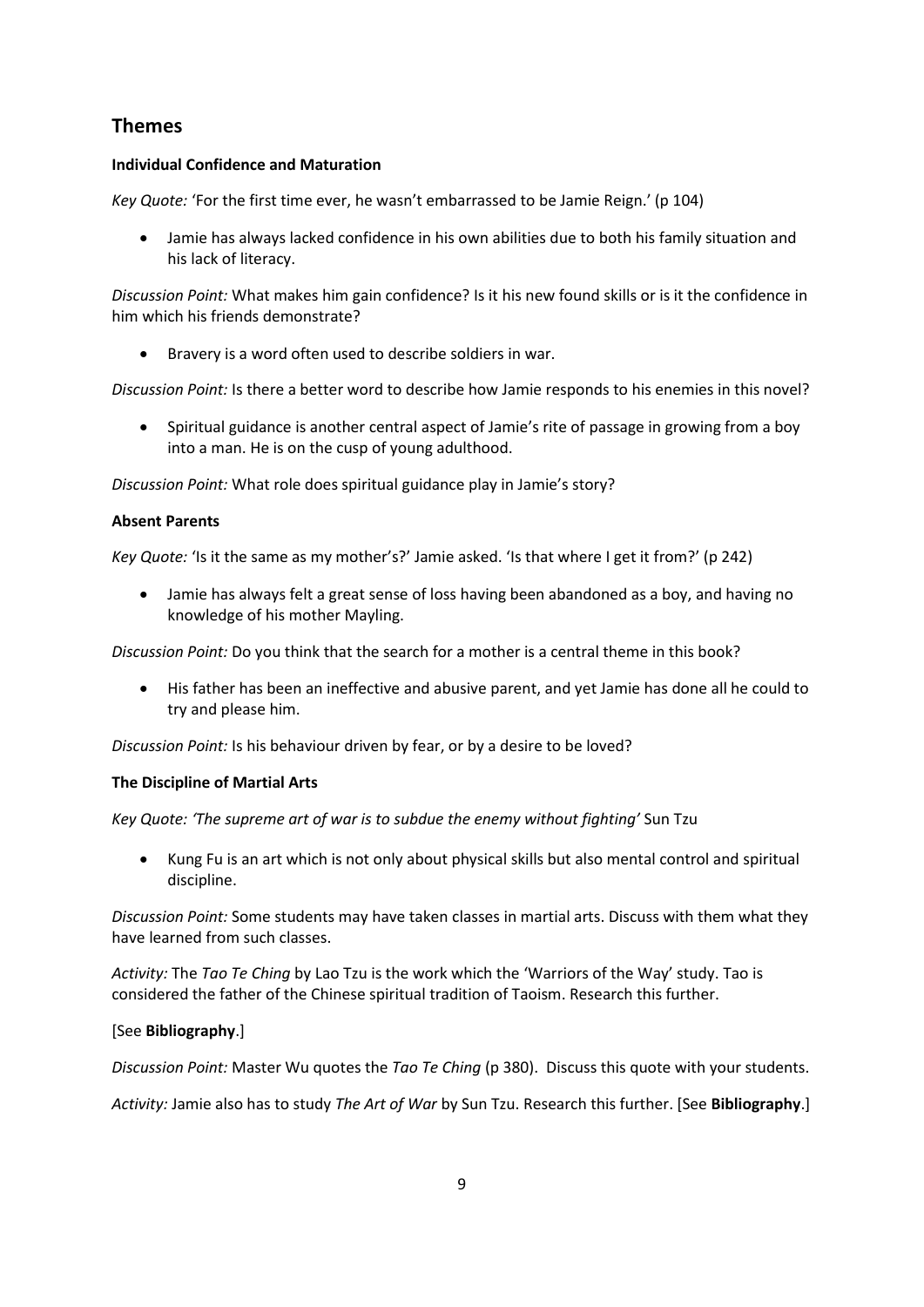## Themes

**Individual Confidence and Maturation**

*Key Quote:* 'For the first time ever, he wasn't embarrassed to be Jamie Reign.' (p 104)

- Jamie has always lacked confidence in his own abilities due to both his family situation and his lack of literacy.

*Discussion Point:* What makes him gain confidence? Is it his new found skills or is it the confidence in him which his friends demonstrate?

- Bravery is a word often used to describe soldiers in war.

*Discussion Point:* Is there a better word to describe how Jamie responds to his enemies in this novel?

- Spiritual guidance is another central aspect of Jamie's rite of passage in growing from a boy into a man. He is on the cusp of young adulthood.

*Discussion Point:* What role does spiritual guidance play in Jamie's story?

**Absent Parents**

*Key Quote:* 'Is it the same as my mother's?' Jamie asked. 'Is that where I get it from?' (p 242)

- Jamie has always felt a great sense of loss having been abandoned as a boy, and having no knowledge of his mother Mayling.

*Discussion Point:* Do you think that the search for a mother is a central theme in this book?

- His father has been an ineffective and abusive parent, and yet Jamie has done all he could to try and please him.

*Discussion Point:* Is his behaviour driven by fear, or by a desire to be loved?

**The Discipline of Martial Arts**

*Key Quote: 'The supreme art of war is to subdue the enemy without fighting'* Sun Tzu

- Kung Fu is an art which is not only about physical skills but also mental control and spiritual discipline.

*Discussion Point:* Some students may have taken classes in martial arts. Discuss with them what they have learned from such classes.

*Activity:* The *Tao Te Ching* by Lao Tzu is the work which the 'Warriors of the Way' study. Tao is considered the father of the Chinese spiritual tradition of Taoism. Research this further.

[See **Bibliography**.]

*Discussion Point:* Master Wu quotes the *Tao Te Ching* (p 380). Discuss this quote with your students.

*Activity:* Jamie also has to study *The Art of War* by Sun Tzu. Research this further. [See **Bibliography**.]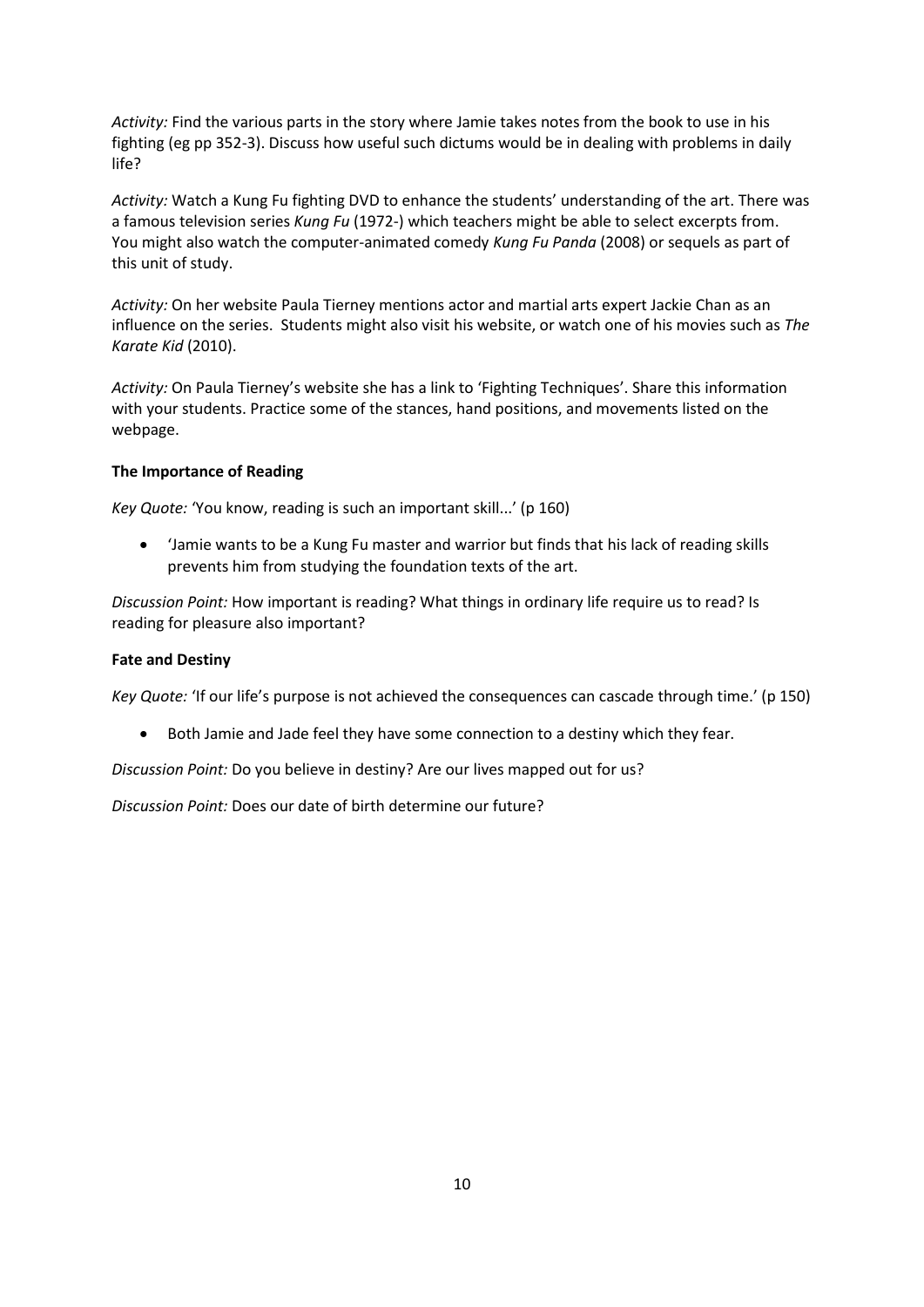*Activity:* Find the various parts in the story where Jamie takes notes from the book to use in his fighting (eg pp 352-3). Discuss how useful such dictums would be in dealing with problems in daily life?

*Activity:* Watch a Kung Fu fighting DVD to enhance the students' understanding of the art. There was a famous television series *Kung Fu* (1972-) which teachers might be able to select excerpts from. You might also watch the computer-animated comedy *Kung Fu Panda* (2008) or sequels as part of this unit of study.

*Activity:* On her website Paula Tierney mentions actor and martial arts expert Jackie Chan as an influence on the series. Students might also visit his website, or watch one of his movies such as *The Karate Kid* (2010).

*Activity:* On Paula Tierney's website she has a link to 'Fighting Techniques'. Share this information with your students. Practice some of the stances, hand positions, and movements listed on the webpage.

**The Importance of Reading**

*Key Quote:* 'You know, reading is such an important skill...' (p 160)

- 'Jamie wants to be a Kung Fu master and warrior but finds that his lack of reading skills prevents him from studying the foundation texts of the art.

*Discussion Point:* How important is reading? What things in ordinary life require us to read? Is reading for pleasure also important?

**Fate and Destiny**

*Key Quote:* 'If our life's purpose is not achieved the consequences can cascade through time.' (p 150)

- Both Jamie and Jade feel they have some connection to a destiny which they fear.

*Discussion Point:* Do you believe in destiny? Are our lives mapped out for us?

*Discussion Point:* Does our date of birth determine our future?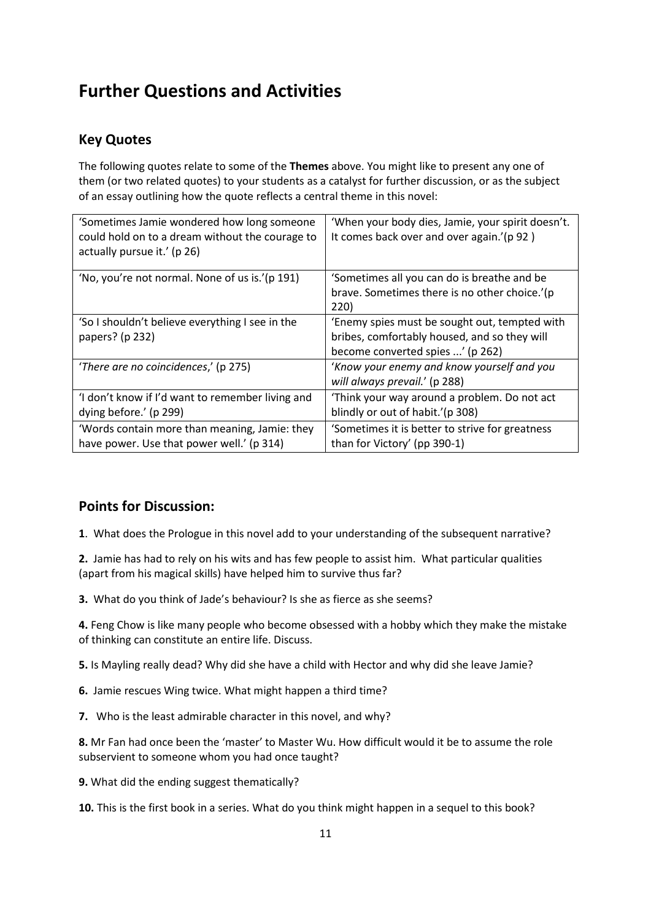# Further Questions and Activities

## Key Quotes

The following quotes relate to some of the **Themes** above. You might like to present any one of them (or two related quotes) to your students as a catalyst for further discussion, or as the subject of an essay outlining how the quote reflects a central theme in this novel:

| | |
|---|---|
| 'Sometimes Jamie wondered how long someone could hold on to a dream without the courage to actually pursue it.' (p 26) | 'When your body dies, Jamie, your spirit doesn't. It comes back over and over again.'(p 92 ) |
| 'No, you're not normal. None of us is.'(p 191) | 'Sometimes all you can do is breathe and be brave. Sometimes there is no other choice.'(p 220) |
| 'So I shouldn't believe everything I see in the papers? (p 232) | 'Enemy spies must be sought out, tempted with bribes, comfortably housed, and so they will become converted spies ...' (p 262) |
| '*There are no coincidences*,' (p 275) | '*Know your enemy and know yourself and you will always prevail*.' (p 288) |
| 'I don't know if I'd want to remember living and dying before.' (p 299) | 'Think your way around a problem. Do not act blindly or out of habit.'(p 308) |
| 'Words contain more than meaning, Jamie: they have power. Use that power well.' (p 314) | 'Sometimes it is better to strive for greatness than for Victory' (pp 390-1) |

## Points for Discussion:

**1**. What does the Prologue in this novel add to your understanding of the subsequent narrative?

**2.** Jamie has had to rely on his wits and has few people to assist him. What particular qualities (apart from his magical skills) have helped him to survive thus far?

**3.** What do you think of Jade's behaviour? Is she as fierce as she seems?

**4.** Feng Chow is like many people who become obsessed with a hobby which they make the mistake of thinking can constitute an entire life. Discuss.

**5.** Is Mayling really dead? Why did she have a child with Hector and why did she leave Jamie?

**6.** Jamie rescues Wing twice. What might happen a third time?

**7.** Who is the least admirable character in this novel, and why?

**8.** Mr Fan had once been the 'master' to Master Wu. How difficult would it be to assume the role subservient to someone whom you had once taught?

**9.** What did the ending suggest thematically?

**10.** This is the first book in a series. What do you think might happen in a sequel to this book?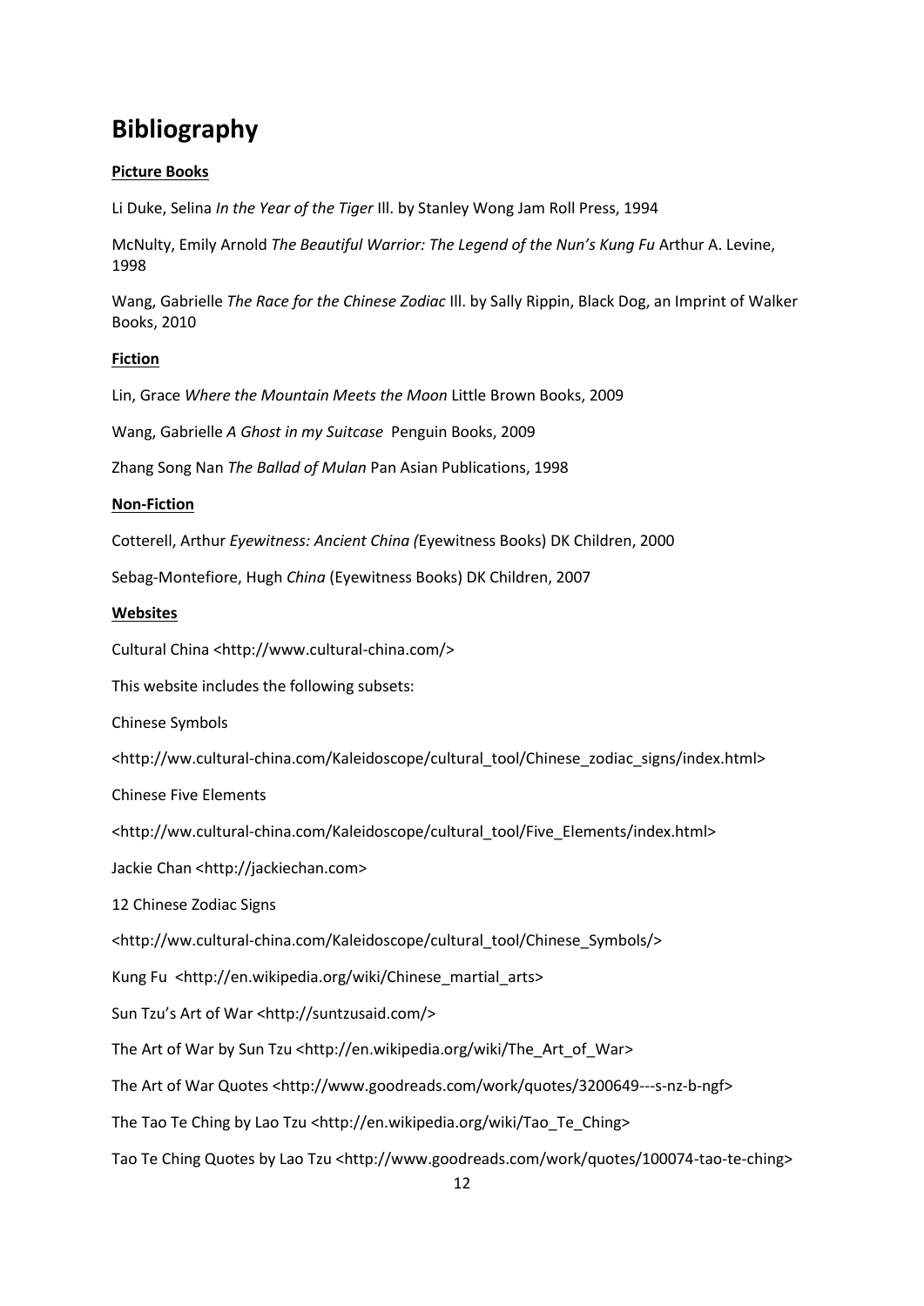# Bibliography

**Picture Books**

Li Duke, Selina *In the Year of the Tiger* Ill. by Stanley Wong Jam Roll Press, 1994

McNulty, Emily Arnold *The Beautiful Warrior: The Legend of the Nun's Kung Fu* Arthur A. Levine, 1998

Wang, Gabrielle *The Race for the Chinese Zodiac* Ill. by Sally Rippin, Black Dog, an Imprint of Walker Books, 2010

**Fiction**

Lin, Grace *Where the Mountain Meets the Moon* Little Brown Books, 2009

Wang, Gabrielle *A Ghost in my Suitcase* Penguin Books, 2009

Zhang Song Nan *The Ballad of Mulan* Pan Asian Publications, 1998

**Non-Fiction**

Cotterell, Arthur *Eyewitness: Ancient China (*Eyewitness Books) DK Children, 2000

Sebag-Montefiore, Hugh *China* (Eyewitness Books) DK Children, 2007

**Websites**

Cultural China <http://www.cultural-china.com/>

This website includes the following subsets:

Chinese Symbols

<http://ww.cultural-china.com/Kaleidoscope/cultural_tool/Chinese_zodiac_signs/index.html>

Chinese Five Elements

<http://ww.cultural-china.com/Kaleidoscope/cultural_tool/Five_Elements/index.html>

Jackie Chan <http://jackiechan.com>

12 Chinese Zodiac Signs

<http://ww.cultural-china.com/Kaleidoscope/cultural_tool/Chinese_Symbols/>

Kung Fu <http://en.wikipedia.org/wiki/Chinese_martial_arts>

Sun Tzu's Art of War <http://suntzusaid.com/>

The Art of War by Sun Tzu <http://en.wikipedia.org/wiki/The_Art_of_War>

The Art of War Quotes <http://www.goodreads.com/work/quotes/3200649---s-nz-b-ngf>

The Tao Te Ching by Lao Tzu <http://en.wikipedia.org/wiki/Tao_Te_Ching>

Tao Te Ching Quotes by Lao Tzu <http://www.goodreads.com/work/quotes/100074-tao-te-ching>